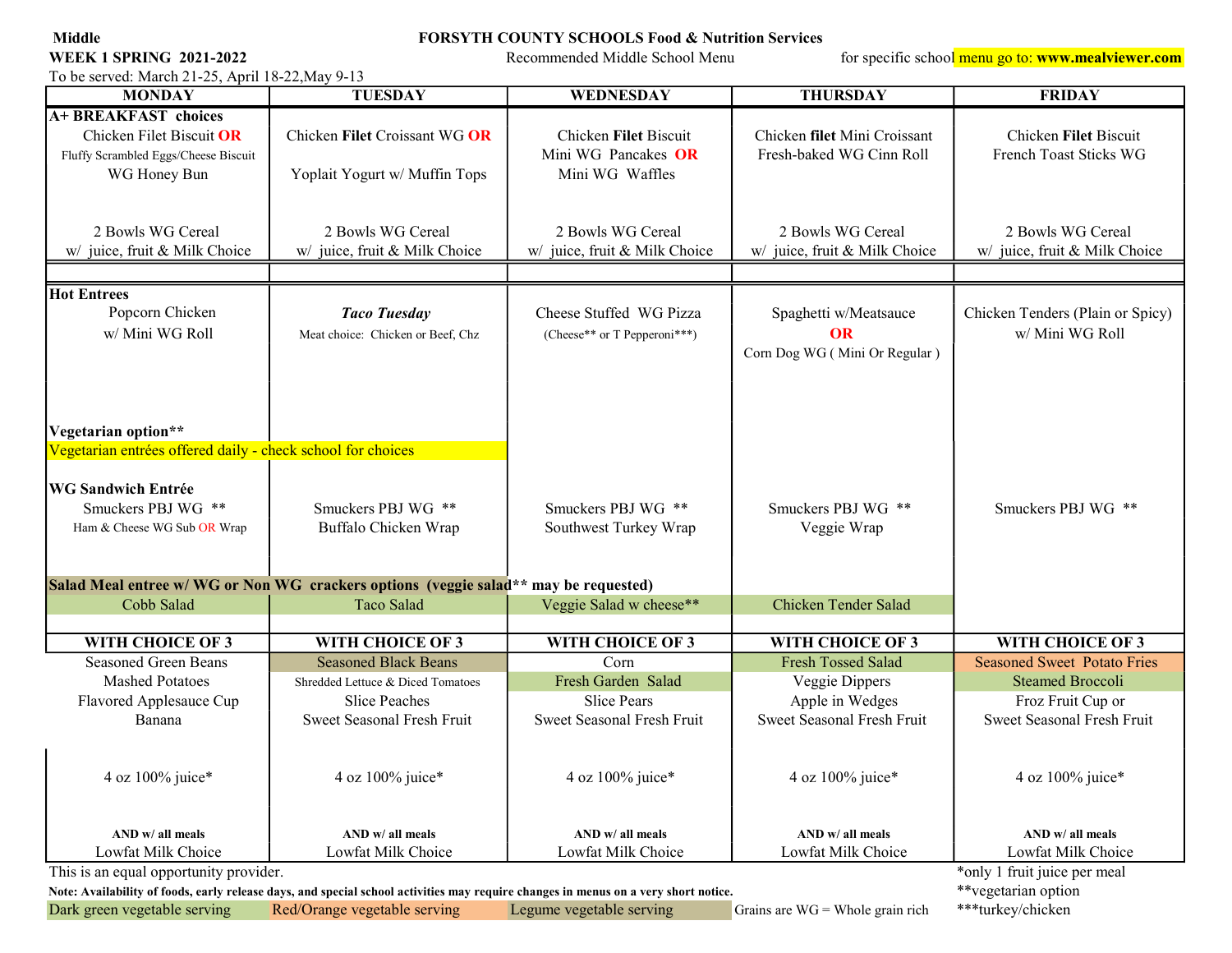**Middle** | **FORSYTH COUNTY SCHOOLS Food & Nutrition Services**

**WEEK 1 SPRING 2021-2022** | Recommended Middle School Menu | for specific school menu go to: **www.mealviewer.com**

To be served: March 21-25, April 18-22,May 9-13

| MONDAY | TUESDAY | WEDNESDAY | THURSDAY | FRIDAY |
|---|---|---|---|---|
| **A+ BREAKFAST choices** | | | | |
| Chicken Filet Biscuit **OR** Fluffy Scrambled Eggs/Cheese Biscuit WG Honey Bun | Chicken **Filet** Croissant WG **OR** Yoplait Yogurt w/ Muffin Tops | Chicken **Filet** Biscuit Mini WG Pancakes **OR** Mini WG Waffles | Chicken **filet** Mini Croissant Fresh-baked WG Cinn Roll | Chicken **Filet** Biscuit French Toast Sticks WG |
| 2 Bowls WG Cereal w/ juice, fruit & Milk Choice | 2 Bowls WG Cereal w/ juice, fruit & Milk Choice | 2 Bowls WG Cereal w/ juice, fruit & Milk Choice | 2 Bowls WG Cereal w/ juice, fruit & Milk Choice | 2 Bowls WG Cereal w/ juice, fruit & Milk Choice |
| **Hot Entrees** | | | | |
| Popcorn Chicken w/ Mini WG Roll | ***Taco Tuesday*** Meat choice: Chicken or Beef, Chz | Cheese Stuffed WG Pizza (Cheese** or T Pepperoni***) | Spaghetti w/Meatsauce **OR** Corn Dog WG ( Mini Or Regular ) | Chicken Tenders (Plain or Spicy) w/ Mini WG Roll |
| **Vegetarian option**** | | | | |
| Vegetarian entrées offered daily - check school for choices | | | | |
| **WG Sandwich Entrée** | | | | |
| Smuckers PBJ WG ** Ham & Cheese WG Sub OR Wrap | Smuckers PBJ WG ** Buffalo Chicken Wrap | Smuckers PBJ WG ** Southwest Turkey Wrap | Smuckers PBJ WG ** Veggie Wrap | Smuckers PBJ WG ** |
| **Salad Meal entree w/ WG or Non WG crackers options (veggie salad** may be requested)** | | | | |
| Cobb Salad | Taco Salad | Veggie Salad w cheese** | Chicken Tender Salad | |
| **WITH CHOICE OF 3** | **WITH CHOICE OF 3** | **WITH CHOICE OF 3** | **WITH CHOICE OF 3** | **WITH CHOICE OF 3** |
| Seasoned Green Beans | Seasoned Black Beans | Corn | Fresh Tossed Salad | Seasoned Sweet Potato Fries |
| Mashed Potatoes | Shredded Lettuce & Diced Tomatoes | Fresh Garden Salad | Veggie Dippers | Steamed Broccoli |
| Flavored Applesauce Cup | Slice Peaches | Slice Pears | Apple in Wedges | Froz Fruit Cup or |
| Banana | Sweet Seasonal Fresh Fruit | Sweet Seasonal Fresh Fruit | Sweet Seasonal Fresh Fruit | Sweet Seasonal Fresh Fruit |
| 4 oz 100% juice* | 4 oz 100% juice* | 4 oz 100% juice* | 4 oz 100% juice* | 4 oz 100% juice* |
| **AND w/ all meals** Lowfat Milk Choice | **AND w/ all meals** Lowfat Milk Choice | **AND w/ all meals** Lowfat Milk Choice | **AND w/ all meals** Lowfat Milk Choice | **AND w/ all meals** Lowfat Milk Choice |

This is an equal opportunity provider.

**Note: Availability of foods, early release days, and special school activities may require changes in menus on a very short notice.**

Dark green vegetable serving | Red/Orange vegetable serving | Legume vegetable serving | Grains are WG = Whole grain rich

*only 1 fruit juice per meal
**vegetarian option
***turkey/chicken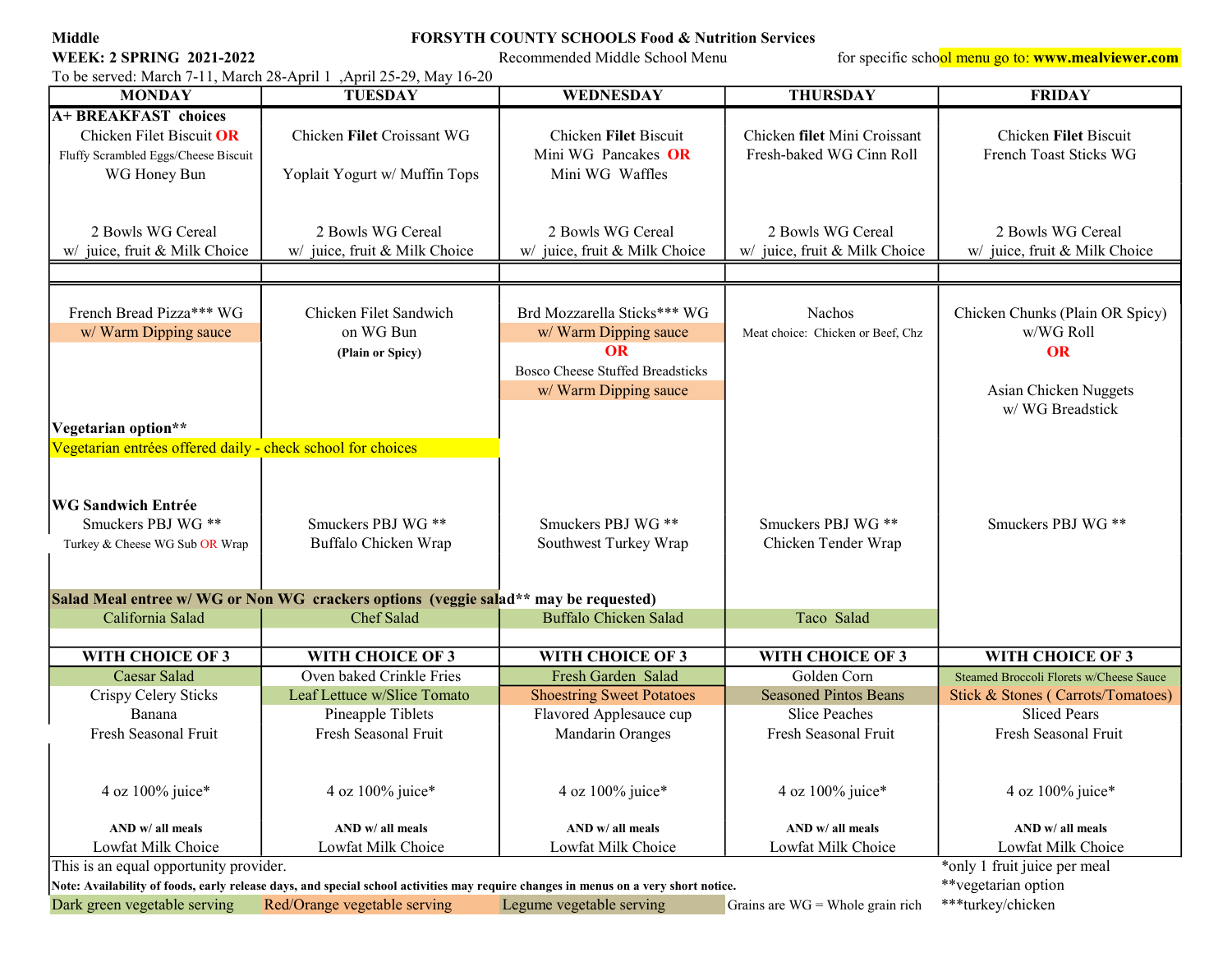**Middle** | **FORSYTH COUNTY SCHOOLS Food & Nutrition Services**

**WEEK: 2 SPRING 2021-2022** | Recommended Middle School Menu | for specific school menu go to: **www.mealviewer.com**

To be served: March 7-11, March 28-April 1 ,April 25-29, May 16-20

| MONDAY | TUESDAY | WEDNESDAY | THURSDAY | FRIDAY |
|---|---|---|---|---|
| **A+ BREAKFAST choices** | | | | |
| Chicken Filet Biscuit **OR** Fluffy Scrambled Eggs/Cheese Biscuit WG Honey Bun | Chicken **Filet** Croissant WG Yoplait Yogurt w/ Muffin Tops | Chicken **Filet** Biscuit Mini WG Pancakes **OR** Mini WG Waffles | Chicken **filet** Mini Croissant Fresh-baked WG Cinn Roll | Chicken **Filet** Biscuit French Toast Sticks WG |
| 2 Bowls WG Cereal w/ juice, fruit & Milk Choice | 2 Bowls WG Cereal w/ juice, fruit & Milk Choice | 2 Bowls WG Cereal w/ juice, fruit & Milk Choice | 2 Bowls WG Cereal w/ juice, fruit & Milk Choice | 2 Bowls WG Cereal w/ juice, fruit & Milk Choice |
| French Bread Pizza*** WG w/ Warm Dipping sauce | Chicken Filet Sandwich on WG Bun **(Plain or Spicy)** | Brd Mozzarella Sticks*** WG w/ Warm Dipping sauce **OR** Bosco Cheese Stuffed Breadsticks w/ Warm Dipping sauce | Nachos Meat choice: Chicken or Beef, Chz | Chicken Chunks (Plain OR Spicy) w/WG Roll **OR** Asian Chicken Nuggets w/ WG Breadstick |
| **Vegetarian option**** Vegetarian entrées offered daily - check school for choices | | | | |
| **WG Sandwich Entrée** Smuckers PBJ WG ** Turkey & Cheese WG Sub OR Wrap | Smuckers PBJ WG ** Buffalo Chicken Wrap | Smuckers PBJ WG ** Southwest Turkey Wrap | Smuckers PBJ WG ** Chicken Tender Wrap | Smuckers PBJ WG ** |
| **Salad Meal entree w/ WG or Non WG crackers options (veggie salad** may be requested)** | | | | |
| California Salad | Chef Salad | Buffalo Chicken Salad | Taco Salad | |
| **WITH CHOICE OF 3** | **WITH CHOICE OF 3** | **WITH CHOICE OF 3** | **WITH CHOICE OF 3** | **WITH CHOICE OF 3** |
| Caesar Salad | Oven baked Crinkle Fries | Fresh Garden Salad | Golden Corn | Steamed Broccoli Florets w/Cheese Sauce |
| Crispy Celery Sticks | Leaf Lettuce w/Slice Tomato | Shoestring Sweet Potatoes | Seasoned Pintos Beans | Stick & Stones ( Carrots/Tomatoes) |
| Banana | Pineapple Tiblets | Flavored Applesauce cup | Slice Peaches | Sliced Pears |
| Fresh Seasonal Fruit | Fresh Seasonal Fruit | Mandarin Oranges | Fresh Seasonal Fruit | Fresh Seasonal Fruit |
| 4 oz 100% juice* | 4 oz 100% juice* | 4 oz 100% juice* | 4 oz 100% juice* | 4 oz 100% juice* |
| **AND w/ all meals** Lowfat Milk Choice | **AND w/ all meals** Lowfat Milk Choice | **AND w/ all meals** Lowfat Milk Choice | **AND w/ all meals** Lowfat Milk Choice | **AND w/ all meals** Lowfat Milk Choice |

This is an equal opportunity provider.

**Note: Availability of foods, early release days, and special school activities may require changes in menus on a very short notice.**

Dark green vegetable serving | Red/Orange vegetable serving | Legume vegetable serving | Grains are WG = Whole grain rich

*only 1 fruit juice per meal
**vegetarian option
***turkey/chicken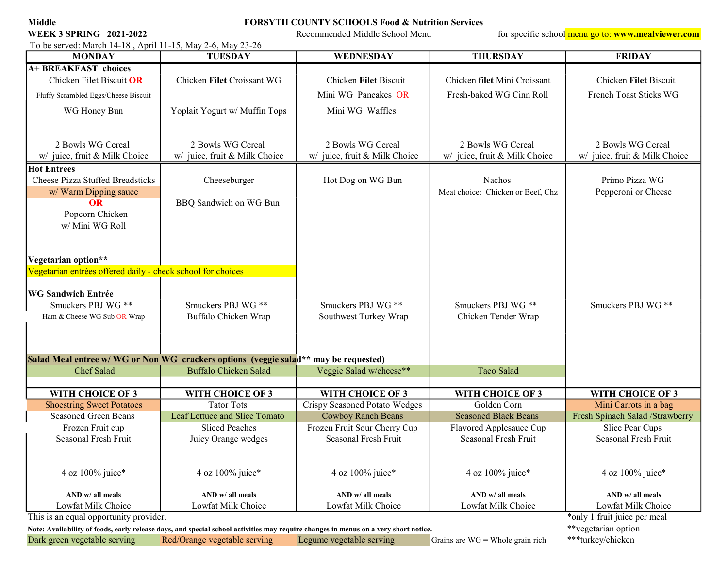Middle

**FORSYTH COUNTY SCHOOLS Food & Nutrition Services**

**WEEK 3 SPRING 2021-2022** Recommended Middle School Menu for specific school menu go to: **www.mealviewer.com**

To be served: March 14-18 , April 11-15, May 2-6, May 23-26

| MONDAY | TUESDAY | WEDNESDAY | THURSDAY | FRIDAY |
|---|---|---|---|---|
| **A+ BREAKFAST choices** | | | | |
| Chicken Filet Biscuit **OR** | Chicken **Filet** Croissant WG | Chicken **Filet** Biscuit | Chicken **filet** Mini Croissant | Chicken **Filet** Biscuit |
| Fluffy Scrambled Eggs/Cheese Biscuit | | Mini WG Pancakes OR | Fresh-baked WG Cinn Roll | French Toast Sticks WG |
| WG Honey Bun | Yoplait Yogurt w/ Muffin Tops | Mini WG Waffles | | |
| 2 Bowls WG Cereal w/ juice, fruit & Milk Choice | 2 Bowls WG Cereal w/ juice, fruit & Milk Choice | 2 Bowls WG Cereal w/ juice, fruit & Milk Choice | 2 Bowls WG Cereal w/ juice, fruit & Milk Choice | 2 Bowls WG Cereal w/ juice, fruit & Milk Choice |
| **Hot Entrees** | | | | |
| Cheese Pizza Stuffed Breadsticks w/ Warm Dipping sauce **OR** Popcorn Chicken w/ Mini WG Roll | Cheeseburger<br>BBQ Sandwich on WG Bun | Hot Dog on WG Bun | Nachos<br>Meat choice: Chicken or Beef, Chz | Primo Pizza WG<br>Pepperoni or Cheese |
| **Vegetarian option**** | | | | |
| Vegetarian entrées offered daily - check school for choices | | | | |
| **WG Sandwich Entrée** | | | | |
| Smuckers PBJ WG **<br>Ham & Cheese WG Sub OR Wrap | Smuckers PBJ WG **<br>Buffalo Chicken Wrap | Smuckers PBJ WG **<br>Southwest Turkey Wrap | Smuckers PBJ WG **<br>Chicken Tender Wrap | Smuckers PBJ WG ** |
| **Salad Meal entree w/ WG or Non WG crackers options (veggie salad** may be requested)** | | | | |
| Chef Salad | Buffalo Chicken Salad | Veggie Salad w/cheese** | Taco Salad | |
| **WITH CHOICE OF 3** | **WITH CHOICE OF 3** | **WITH CHOICE OF 3** | **WITH CHOICE OF 3** | **WITH CHOICE OF 3** |
| Shoestring Sweet Potatoes | Tator Tots | Crispy Seasoned Potato Wedges | Golden Corn | Mini Carrots in a bag |
| Seasoned Green Beans | Leaf Lettuce and Slice Tomato | Cowboy Ranch Beans | Seasoned Black Beans | Fresh Spinach Salad /Strawberry |
| Frozen Fruit cup | Sliced Peaches | Frozen Fruit Sour Cherry Cup | Flavored Applesauce Cup | Slice Pear Cups |
| Seasonal Fresh Fruit | Juicy Orange wedges | Seasonal Fresh Fruit | Seasonal Fresh Fruit | Seasonal Fresh Fruit |
| 4 oz 100% juice* | 4 oz 100% juice* | 4 oz 100% juice* | 4 oz 100% juice* | 4 oz 100% juice* |
| **AND w/ all meals** Lowfat Milk Choice | **AND w/ all meals** Lowfat Milk Choice | **AND w/ all meals** Lowfat Milk Choice | **AND w/ all meals** Lowfat Milk Choice | **AND w/ all meals** Lowfat Milk Choice |

This is an equal opportunity provider.

**Note: Availability of foods, early release days, and special school activities may require changes in menus on a very short notice.**

Dark green vegetable serving | Red/Orange vegetable serving | Legume vegetable serving | Grains are WG = Whole grain rich

*only 1 fruit juice per meal
**vegetarian option
***turkey/chicken